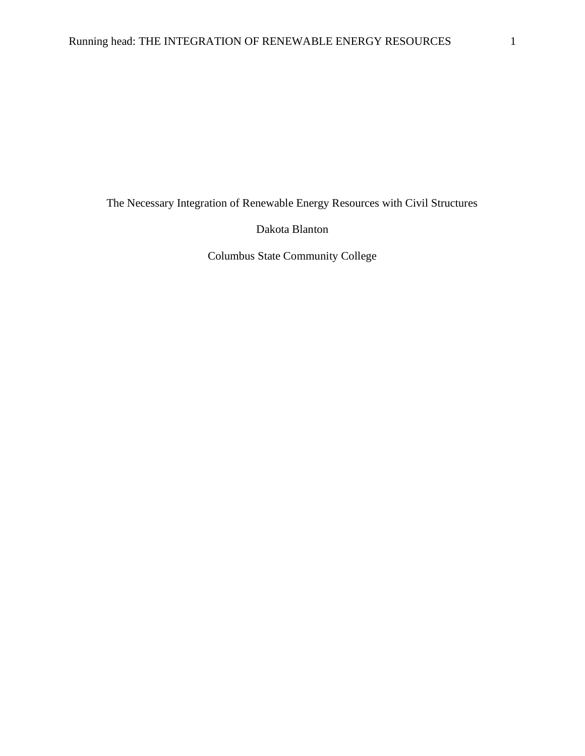# The Necessary Integration of Renewable Energy Resources with Civil Structures

Dakota Blanton

Columbus State Community College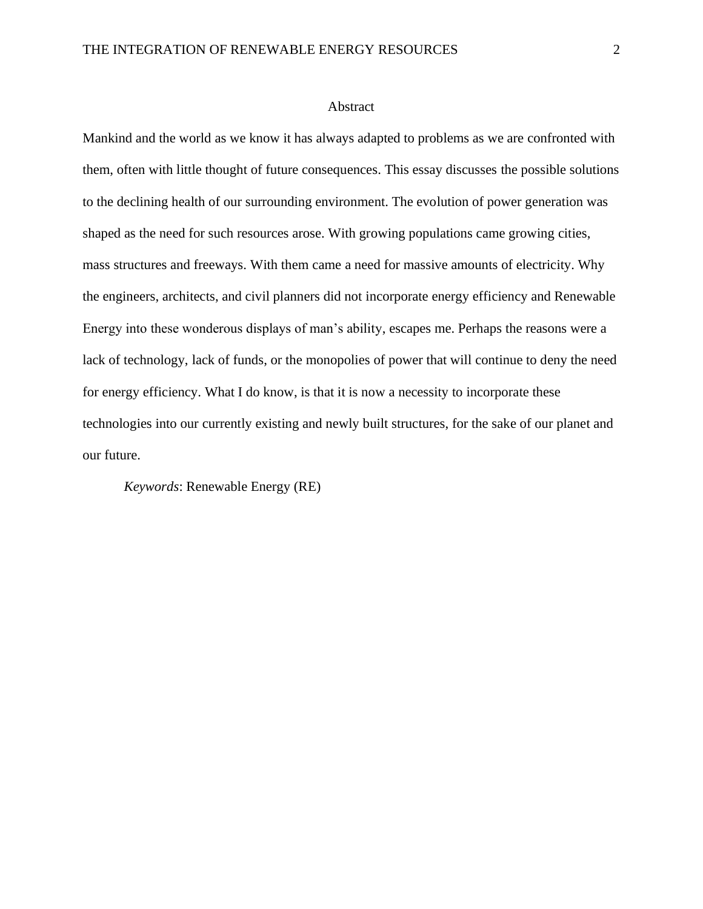# Abstract

Mankind and the world as we know it has always adapted to problems as we are confronted with them, often with little thought of future consequences. This essay discusses the possible solutions to the declining health of our surrounding environment. The evolution of power generation was shaped as the need for such resources arose. With growing populations came growing cities, mass structures and freeways. With them came a need for massive amounts of electricity. Why the engineers, architects, and civil planners did not incorporate energy efficiency and Renewable Energy into these wonderous displays of man's ability, escapes me. Perhaps the reasons were a lack of technology, lack of funds, or the monopolies of power that will continue to deny the need for energy efficiency. What I do know, is that it is now a necessity to incorporate these technologies into our currently existing and newly built structures, for the sake of our planet and our future.

*Keywords*: Renewable Energy (RE)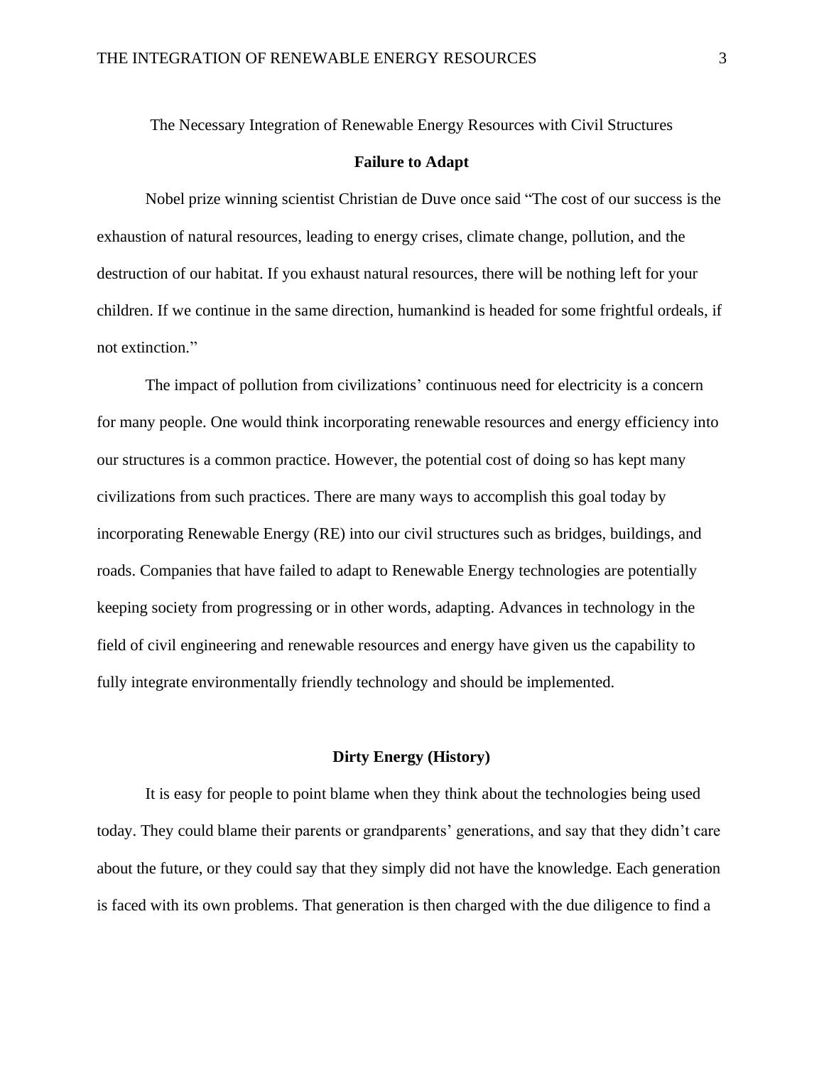The Necessary Integration of Renewable Energy Resources with Civil Structures

## Failure to Adapt

Nobel prize winning scientist Christian de Duve once said "The cost of our success is the exhaustion of natural resources, leading to energy crises, climate change, pollution, and the destruction of our habitat. If you exhaust natural resources, there will be nothing left for your children. If we continue in the same direction, humankind is headed for some frightful ordeals, if not extinction."

The impact of pollution from civilizations' continuous need for electricity is a concern for many people. One would think incorporating renewable resources and energy efficiency into our structures is a common practice. However, the potential cost of doing so has kept many civilizations from such practices. There are many ways to accomplish this goal today by incorporating Renewable Energy (RE) into our civil structures such as bridges, buildings, and roads. Companies that have failed to adapt to Renewable Energy technologies are potentially keeping society from progressing or in other words, adapting. Advances in technology in the field of civil engineering and renewable resources and energy have given us the capability to fully integrate environmentally friendly technology and should be implemented.

## Dirty Energy (History)

It is easy for people to point blame when they think about the technologies being used today. They could blame their parents or grandparents' generations, and say that they didn't care about the future, or they could say that they simply did not have the knowledge. Each generation is faced with its own problems. That generation is then charged with the due diligence to find a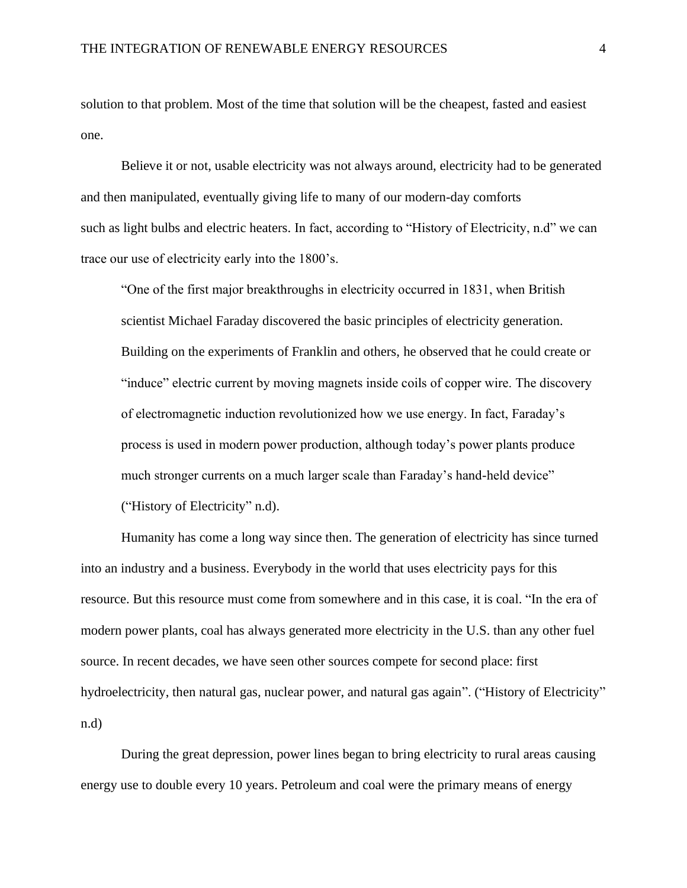solution to that problem. Most of the time that solution will be the cheapest, fasted and easiest one.

Believe it or not, usable electricity was not always around, electricity had to be generated and then manipulated, eventually giving life to many of our modern-day comforts such as light bulbs and electric heaters. In fact, according to "History of Electricity, n.d" we can trace our use of electricity early into the 1800's.

> "One of the first major breakthroughs in electricity occurred in 1831, when British scientist Michael Faraday discovered the basic principles of electricity generation. Building on the experiments of Franklin and others, he observed that he could create or "induce" electric current by moving magnets inside coils of copper wire. The discovery of electromagnetic induction revolutionized how we use energy. In fact, Faraday's process is used in modern power production, although today's power plants produce much stronger currents on a much larger scale than Faraday's hand-held device" ("History of Electricity" n.d).

Humanity has come a long way since then. The generation of electricity has since turned into an industry and a business. Everybody in the world that uses electricity pays for this resource. But this resource must come from somewhere and in this case, it is coal. "In the era of modern power plants, coal has always generated more electricity in the U.S. than any other fuel source. In recent decades, we have seen other sources compete for second place: first hydroelectricity, then natural gas, nuclear power, and natural gas again". ("History of Electricity" n.d)

During the great depression, power lines began to bring electricity to rural areas causing energy use to double every 10 years. Petroleum and coal were the primary means of energy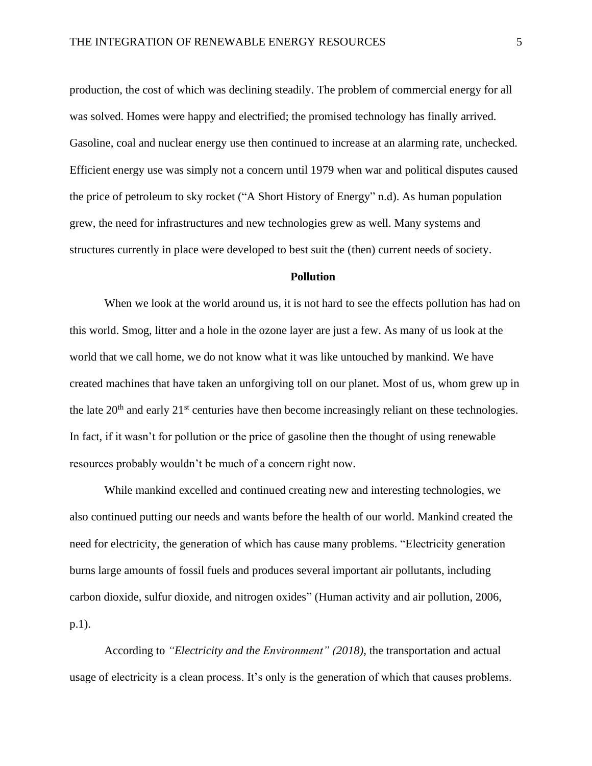production, the cost of which was declining steadily. The problem of commercial energy for all was solved. Homes were happy and electrified; the promised technology has finally arrived. Gasoline, coal and nuclear energy use then continued to increase at an alarming rate, unchecked. Efficient energy use was simply not a concern until 1979 when war and political disputes caused the price of petroleum to sky rocket ("A Short History of Energy" n.d). As human population grew, the need for infrastructures and new technologies grew as well. Many systems and structures currently in place were developed to best suit the (then) current needs of society.

## Pollution

When we look at the world around us, it is not hard to see the effects pollution has had on this world. Smog, litter and a hole in the ozone layer are just a few. As many of us look at the world that we call home, we do not know what it was like untouched by mankind. We have created machines that have taken an unforgiving toll on our planet. Most of us, whom grew up in the late 20th and early 21st centuries have then become increasingly reliant on these technologies. In fact, if it wasn't for pollution or the price of gasoline then the thought of using renewable resources probably wouldn't be much of a concern right now.

While mankind excelled and continued creating new and interesting technologies, we also continued putting our needs and wants before the health of our world. Mankind created the need for electricity, the generation of which has cause many problems. "Electricity generation burns large amounts of fossil fuels and produces several important air pollutants, including carbon dioxide, sulfur dioxide, and nitrogen oxides" (Human activity and air pollution, 2006, p.1).

According to *"Electricity and the Environment" (2018)*, the transportation and actual usage of electricity is a clean process. It's only is the generation of which that causes problems.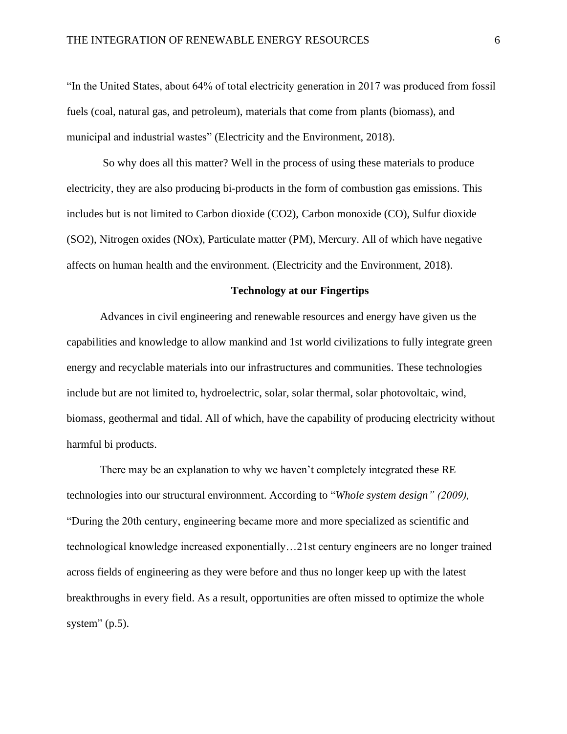"In the United States, about 64% of total electricity generation in 2017 was produced from fossil fuels (coal, natural gas, and petroleum), materials that come from plants (biomass), and municipal and industrial wastes" (Electricity and the Environment, 2018).

So why does all this matter? Well in the process of using these materials to produce electricity, they are also producing bi-products in the form of combustion gas emissions. This includes but is not limited to Carbon dioxide ($CO_2$), Carbon monoxide (CO), Sulfur dioxide ($SO_2$), Nitrogen oxides ($NO_x$), Particulate matter (PM), Mercury. All of which have negative affects on human health and the environment. (Electricity and the Environment, 2018).

## Technology at our Fingertips

Advances in civil engineering and renewable resources and energy have given us the capabilities and knowledge to allow mankind and 1st world civilizations to fully integrate green energy and recyclable materials into our infrastructures and communities. These technologies include but are not limited to, hydroelectric, solar, solar thermal, solar photovoltaic, wind, biomass, geothermal and tidal. All of which, have the capability of producing electricity without harmful bi products.

There may be an explanation to why we haven't completely integrated these RE technologies into our structural environment. According to "*Whole system design" (2009),* "During the 20th century, engineering became more and more specialized as scientific and technological knowledge increased exponentially…21st century engineers are no longer trained across fields of engineering as they were before and thus no longer keep up with the latest breakthroughs in every field. As a result, opportunities are often missed to optimize the whole system" (p.5).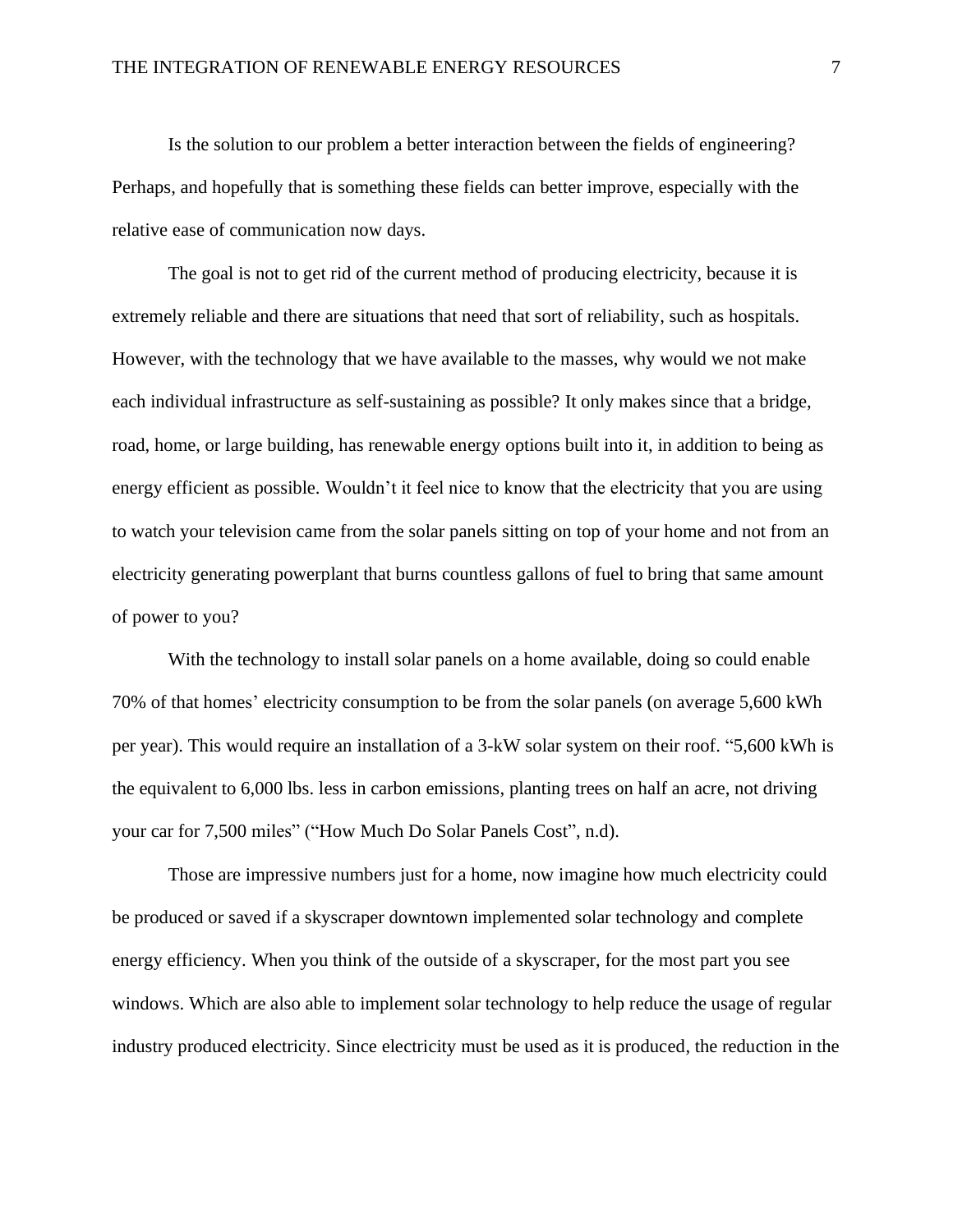Is the solution to our problem a better interaction between the fields of engineering? Perhaps, and hopefully that is something these fields can better improve, especially with the relative ease of communication now days.

The goal is not to get rid of the current method of producing electricity, because it is extremely reliable and there are situations that need that sort of reliability, such as hospitals. However, with the technology that we have available to the masses, why would we not make each individual infrastructure as self-sustaining as possible? It only makes since that a bridge, road, home, or large building, has renewable energy options built into it, in addition to being as energy efficient as possible. Wouldn't it feel nice to know that the electricity that you are using to watch your television came from the solar panels sitting on top of your home and not from an electricity generating powerplant that burns countless gallons of fuel to bring that same amount of power to you?

With the technology to install solar panels on a home available, doing so could enable 70% of that homes' electricity consumption to be from the solar panels (on average 5,600 kWh per year). This would require an installation of a 3-kW solar system on their roof. "5,600 kWh is the equivalent to 6,000 lbs. less in carbon emissions, planting trees on half an acre, not driving your car for 7,500 miles" ("How Much Do Solar Panels Cost", n.d).

Those are impressive numbers just for a home, now imagine how much electricity could be produced or saved if a skyscraper downtown implemented solar technology and complete energy efficiency. When you think of the outside of a skyscraper, for the most part you see windows. Which are also able to implement solar technology to help reduce the usage of regular industry produced electricity. Since electricity must be used as it is produced, the reduction in the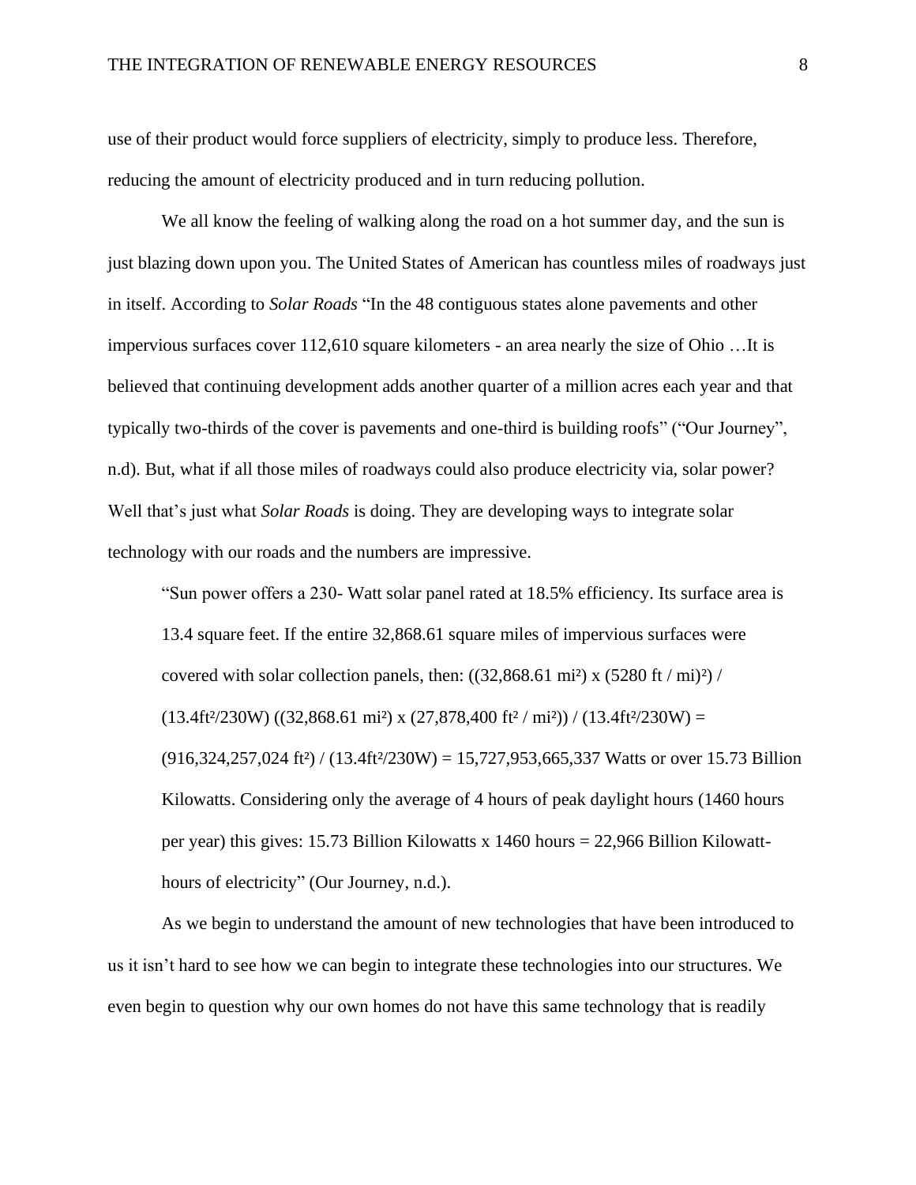use of their product would force suppliers of electricity, simply to produce less. Therefore, reducing the amount of electricity produced and in turn reducing pollution.

We all know the feeling of walking along the road on a hot summer day, and the sun is just blazing down upon you. The United States of American has countless miles of roadways just in itself. According to *Solar Roads* "In the 48 contiguous states alone pavements and other impervious surfaces cover 112,610 square kilometers - an area nearly the size of Ohio …It is believed that continuing development adds another quarter of a million acres each year and that typically two-thirds of the cover is pavements and one-third is building roofs" ("Our Journey", n.d). But, what if all those miles of roadways could also produce electricity via, solar power? Well that's just what *Solar Roads* is doing. They are developing ways to integrate solar technology with our roads and the numbers are impressive.

> "Sun power offers a 230- Watt solar panel rated at 18.5% efficiency. Its surface area is 13.4 square feet. If the entire 32,868.61 square miles of impervious surfaces were covered with solar collection panels, then: $((32{,}868.61\ \text{mi}^2) \times (5280\ \text{ft} / \text{mi})^2) / (13.4\text{ft}^2/230\text{W})$ $((32{,}868.61\ \text{mi}^2) \times (27{,}878{,}400\ \text{ft}^2 / \text{mi}^2)) / (13.4\text{ft}^2/230\text{W}) =$ $(916{,}324{,}257{,}024\ \text{ft}^2) / (13.4\text{ft}^2/230\text{W}) = 15{,}727{,}953{,}665{,}337$ Watts or over 15.73 Billion Kilowatts. Considering only the average of 4 hours of peak daylight hours (1460 hours per year) this gives: 15.73 Billion Kilowatts x 1460 hours = 22,966 Billion Kilowatt-hours of electricity" (Our Journey, n.d.).

As we begin to understand the amount of new technologies that have been introduced to us it isn't hard to see how we can begin to integrate these technologies into our structures. We even begin to question why our own homes do not have this same technology that is readily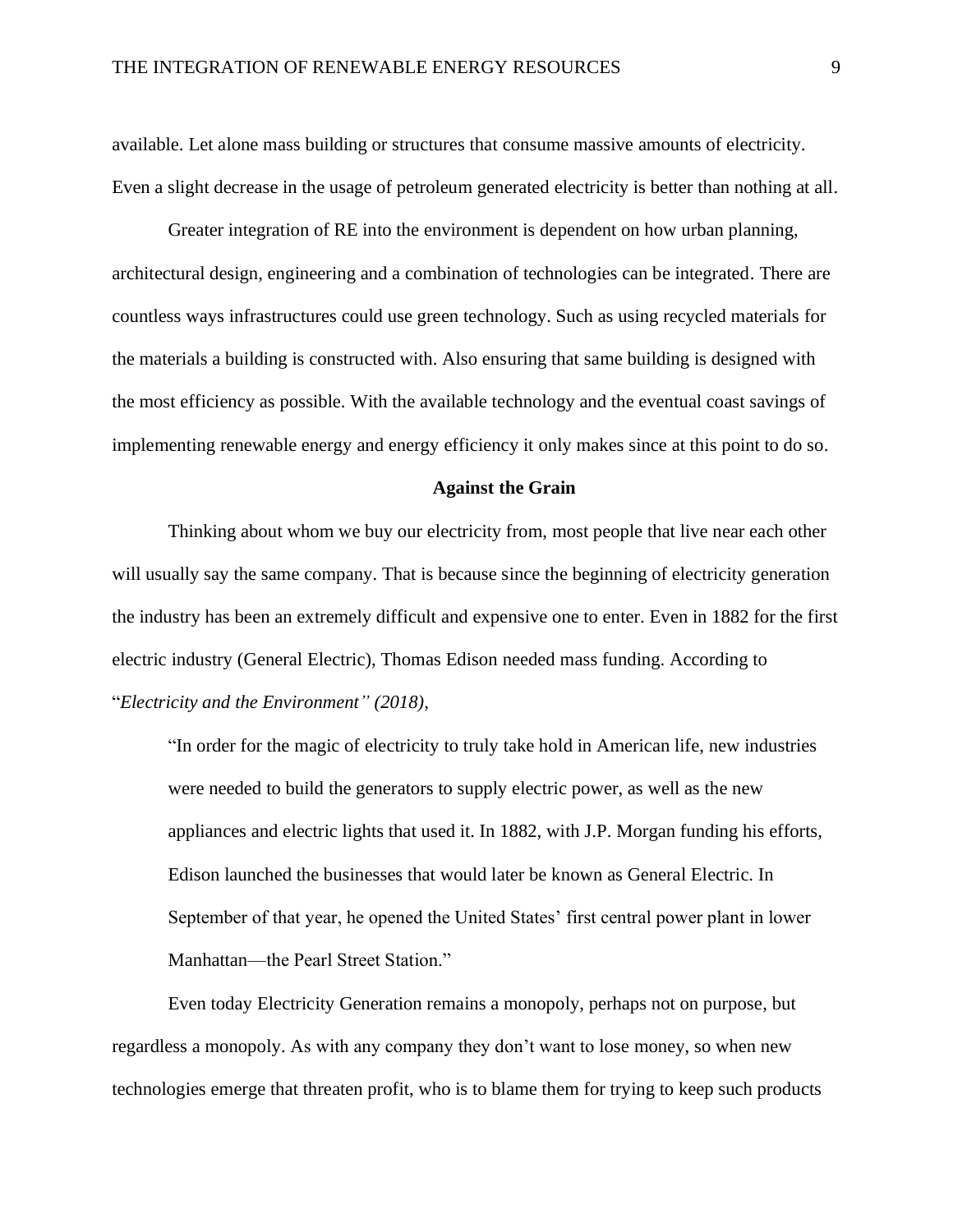available. Let alone mass building or structures that consume massive amounts of electricity. Even a slight decrease in the usage of petroleum generated electricity is better than nothing at all.

Greater integration of RE into the environment is dependent on how urban planning, architectural design, engineering and a combination of technologies can be integrated. There are countless ways infrastructures could use green technology. Such as using recycled materials for the materials a building is constructed with. Also ensuring that same building is designed with the most efficiency as possible. With the available technology and the eventual coast savings of implementing renewable energy and energy efficiency it only makes since at this point to do so.

## Against the Grain

Thinking about whom we buy our electricity from, most people that live near each other will usually say the same company. That is because since the beginning of electricity generation the industry has been an extremely difficult and expensive one to enter. Even in 1882 for the first electric industry (General Electric), Thomas Edison needed mass funding. According to "*Electricity and the Environment" (2018)*,

> "In order for the magic of electricity to truly take hold in American life, new industries were needed to build the generators to supply electric power, as well as the new appliances and electric lights that used it. In 1882, with J.P. Morgan funding his efforts, Edison launched the businesses that would later be known as General Electric. In September of that year, he opened the United States' first central power plant in lower Manhattan—the Pearl Street Station."

Even today Electricity Generation remains a monopoly, perhaps not on purpose, but regardless a monopoly. As with any company they don't want to lose money, so when new technologies emerge that threaten profit, who is to blame them for trying to keep such products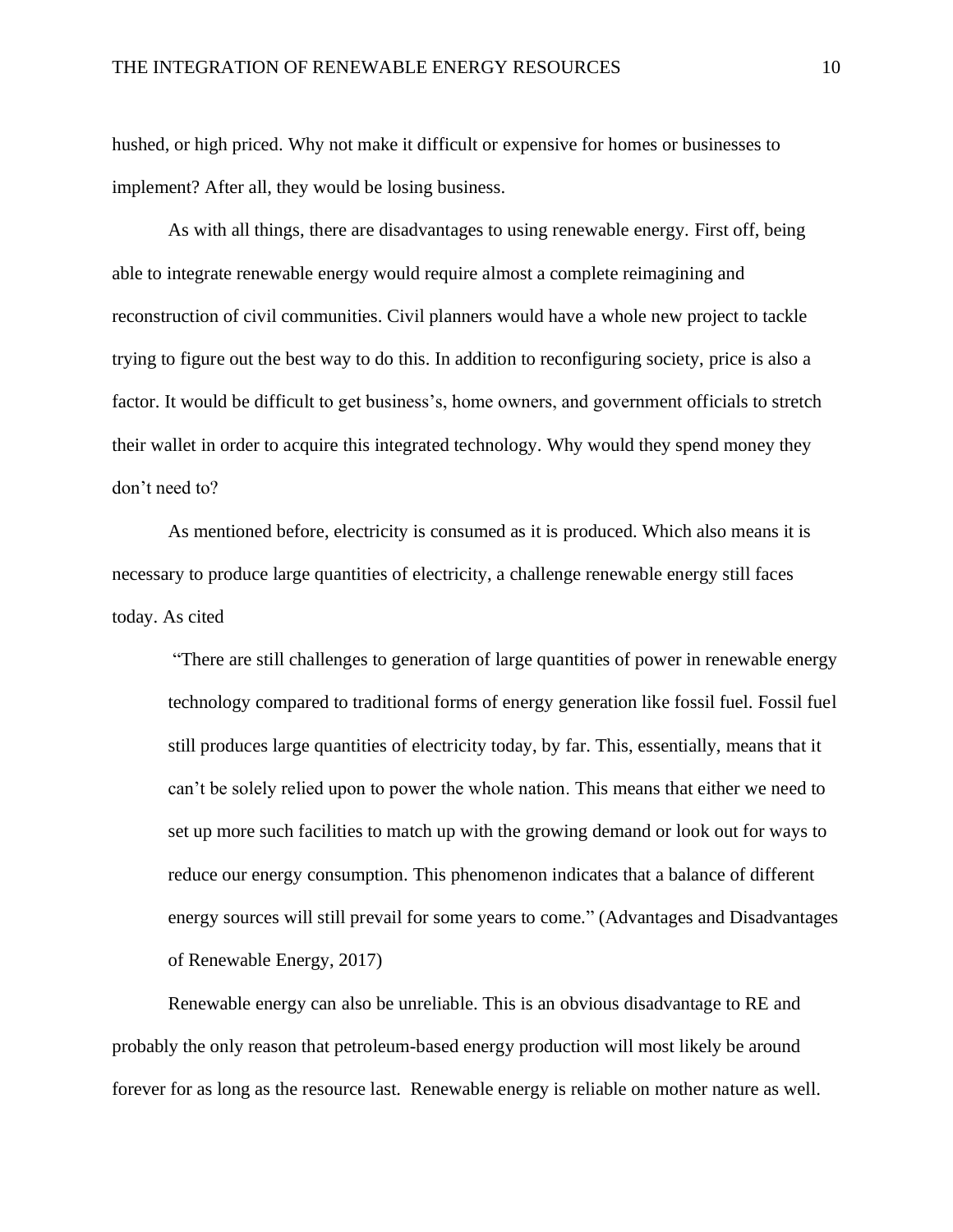hushed, or high priced. Why not make it difficult or expensive for homes or businesses to implement? After all, they would be losing business.

As with all things, there are disadvantages to using renewable energy. First off, being able to integrate renewable energy would require almost a complete reimagining and reconstruction of civil communities. Civil planners would have a whole new project to tackle trying to figure out the best way to do this. In addition to reconfiguring society, price is also a factor. It would be difficult to get business's, home owners, and government officials to stretch their wallet in order to acquire this integrated technology. Why would they spend money they don't need to?

As mentioned before, electricity is consumed as it is produced. Which also means it is necessary to produce large quantities of electricity, a challenge renewable energy still faces today. As cited

> "There are still challenges to generation of large quantities of power in renewable energy technology compared to traditional forms of energy generation like fossil fuel. Fossil fuel still produces large quantities of electricity today, by far. This, essentially, means that it can't be solely relied upon to power the whole nation. This means that either we need to set up more such facilities to match up with the growing demand or look out for ways to reduce our energy consumption. This phenomenon indicates that a balance of different energy sources will still prevail for some years to come." (Advantages and Disadvantages of Renewable Energy, 2017)

Renewable energy can also be unreliable. This is an obvious disadvantage to RE and probably the only reason that petroleum-based energy production will most likely be around forever for as long as the resource last. Renewable energy is reliable on mother nature as well.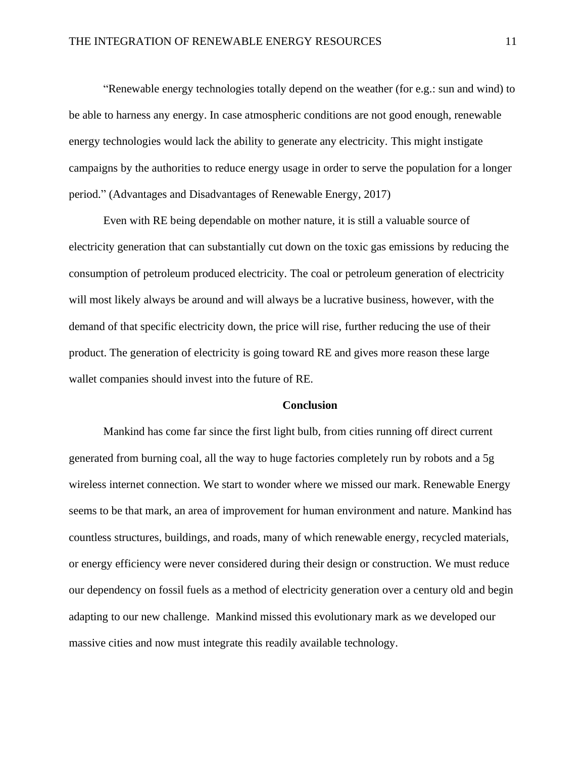"Renewable energy technologies totally depend on the weather (for e.g.: sun and wind) to be able to harness any energy. In case atmospheric conditions are not good enough, renewable energy technologies would lack the ability to generate any electricity. This might instigate campaigns by the authorities to reduce energy usage in order to serve the population for a longer period." (Advantages and Disadvantages of Renewable Energy, 2017)

Even with RE being dependable on mother nature, it is still a valuable source of electricity generation that can substantially cut down on the toxic gas emissions by reducing the consumption of petroleum produced electricity. The coal or petroleum generation of electricity will most likely always be around and will always be a lucrative business, however, with the demand of that specific electricity down, the price will rise, further reducing the use of their product. The generation of electricity is going toward RE and gives more reason these large wallet companies should invest into the future of RE.

## Conclusion

Mankind has come far since the first light bulb, from cities running off direct current generated from burning coal, all the way to huge factories completely run by robots and a 5g wireless internet connection. We start to wonder where we missed our mark. Renewable Energy seems to be that mark, an area of improvement for human environment and nature. Mankind has countless structures, buildings, and roads, many of which renewable energy, recycled materials, or energy efficiency were never considered during their design or construction. We must reduce our dependency on fossil fuels as a method of electricity generation over a century old and begin adapting to our new challenge. Mankind missed this evolutionary mark as we developed our massive cities and now must integrate this readily available technology.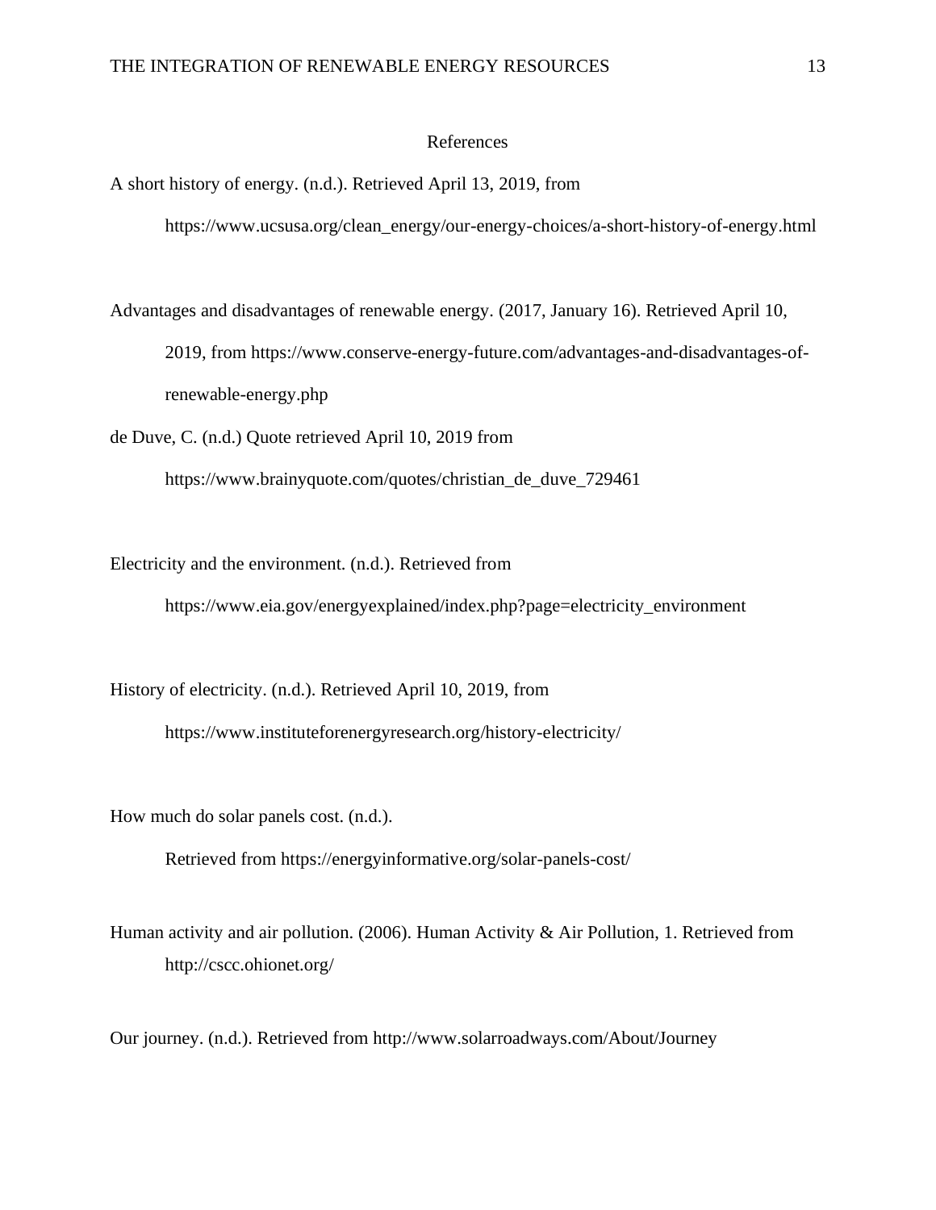# References

A short history of energy. (n.d.). Retrieved April 13, 2019, from https://www.ucsusa.org/clean_energy/our-energy-choices/a-short-history-of-energy.html

Advantages and disadvantages of renewable energy. (2017, January 16). Retrieved April 10, 2019, from https://www.conserve-energy-future.com/advantages-and-disadvantages-of-renewable-energy.php

de Duve, C. (n.d.) Quote retrieved April 10, 2019 from https://www.brainyquote.com/quotes/christian_de_duve_729461

Electricity and the environment. (n.d.). Retrieved from https://www.eia.gov/energyexplained/index.php?page=electricity_environment

History of electricity. (n.d.). Retrieved April 10, 2019, from https://www.instituteforenergyresearch.org/history-electricity/

How much do solar panels cost. (n.d.). Retrieved from https://energyinformative.org/solar-panels-cost/

Human activity and air pollution. (2006). Human Activity & Air Pollution, 1. Retrieved from http://cscc.ohionet.org/

Our journey. (n.d.). Retrieved from http://www.solarroadways.com/About/Journey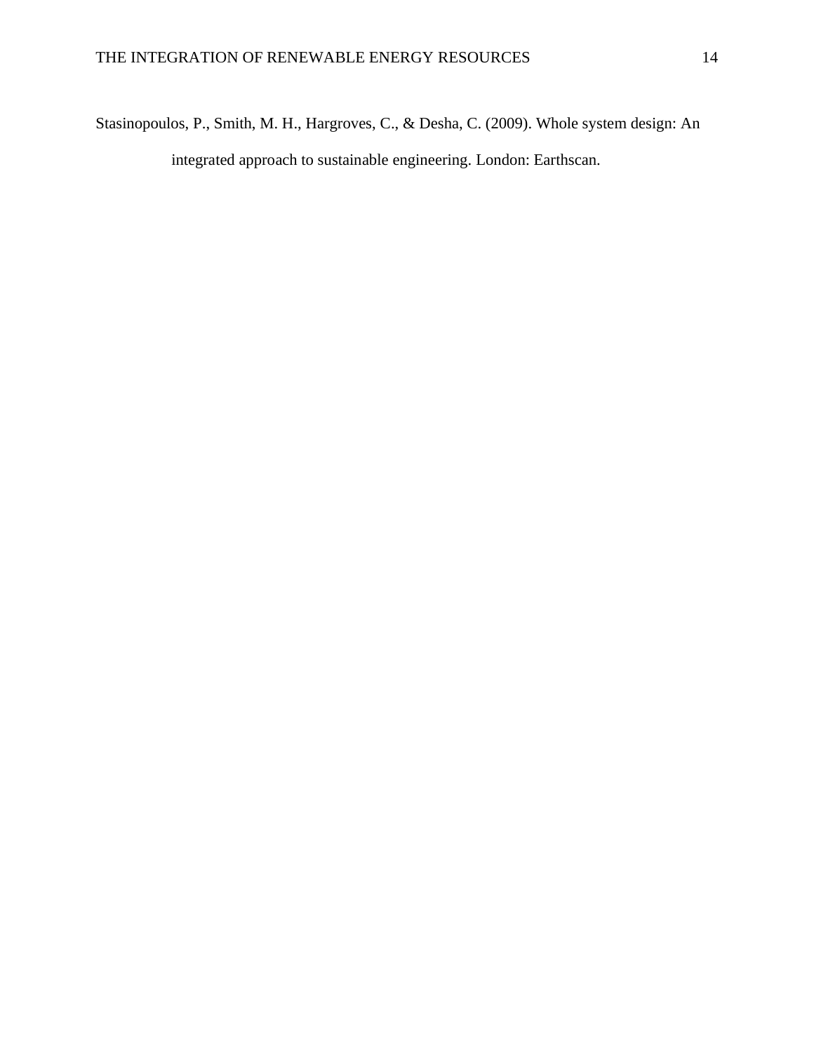Stasinopoulos, P., Smith, M. H., Hargroves, C., & Desha, C. (2009). Whole system design: An integrated approach to sustainable engineering. London: Earthscan.